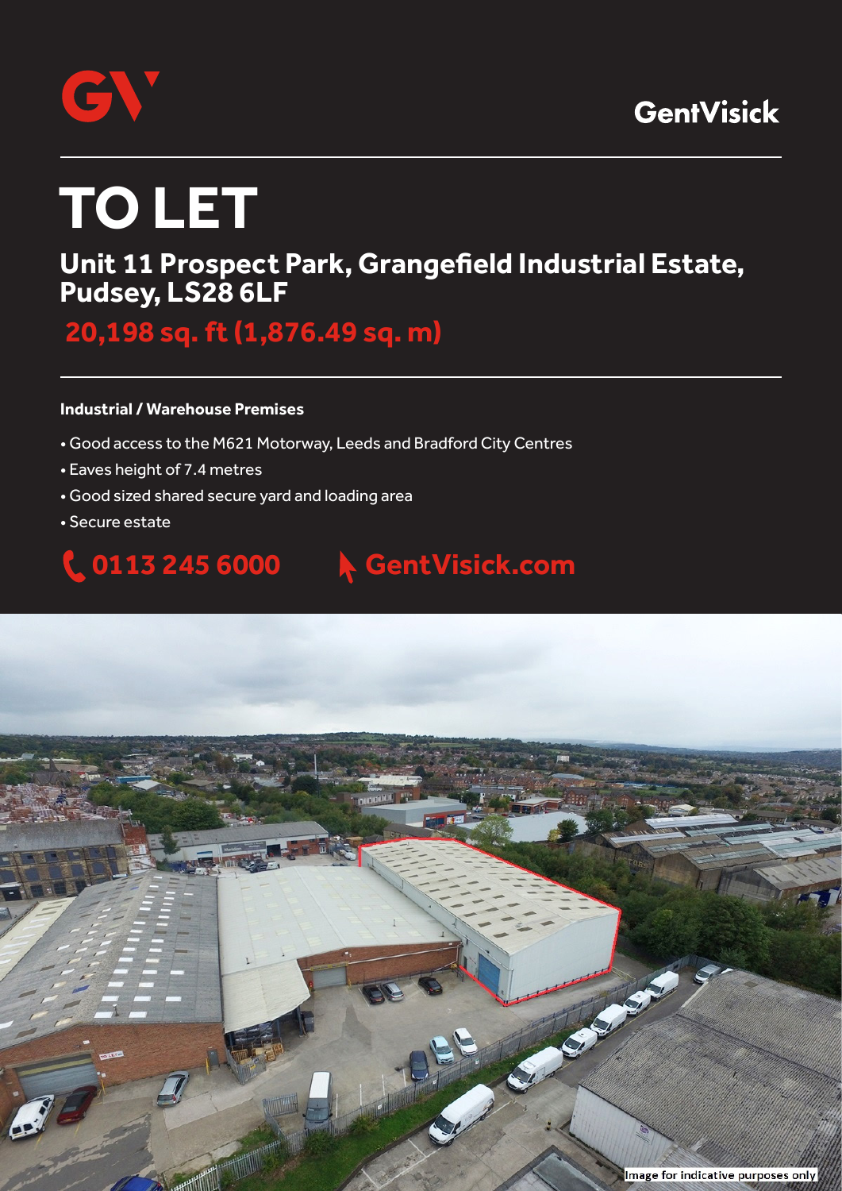GV

GentVisick

# TO LET

## Unit 11 Prospect Park, Grangefield Industrial Estate, Pudsey, LS28 6LF

## 20,198 sq. ft (1,876.49 sq. m)

**Industrial / Warehouse Premises**

- Good access to the M621 Motorway, Leeds and Bradford City Centres
- Eaves height of 7.4 metres
- Good sized shared secure yard and loading area
- Secure estate

**0113 245 6000** **GentVisick.com**

Image for indicative purposes only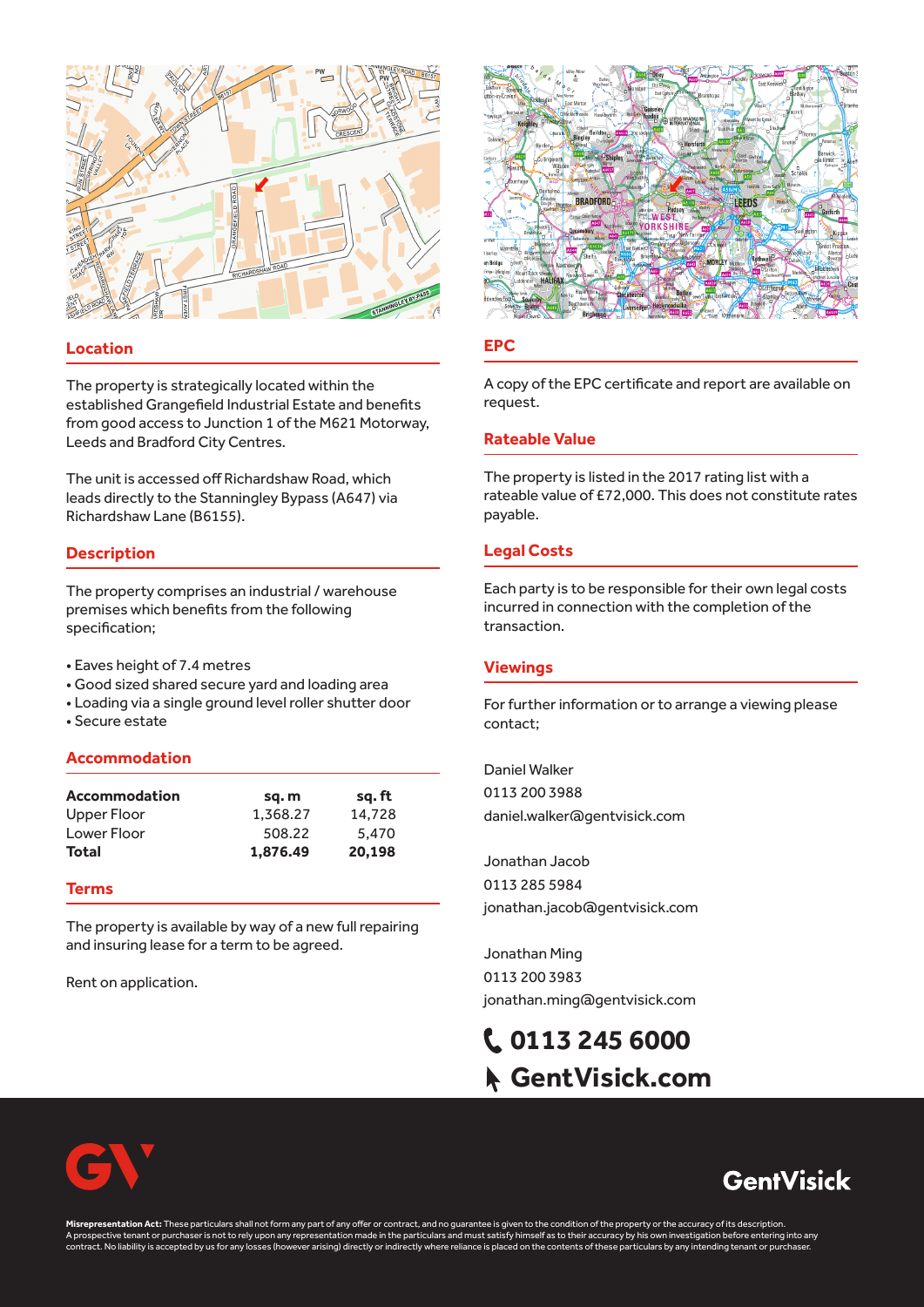## Location

The property is strategically located within the established Grangefield Industrial Estate and benefits from good access to Junction 1 of the M621 Motorway, Leeds and Bradford City Centres.

The unit is accessed off Richardshaw Road, which leads directly to the Stanningley Bypass (A647) via Richardshaw Lane (B6155).

## Description

The property comprises an industrial / warehouse premises which benefits from the following specification;

- Eaves height of 7.4 metres
- Good sized shared secure yard and loading area
- Loading via a single ground level roller shutter door
- Secure estate

## Accommodation

| Accommodation | sq. m | sq. ft |
|---|---|---|
| Upper Floor | 1,368.27 | 14,728 |
| Lower Floor | 508.22 | 5,470 |
| **Total** | **1,876.49** | **20,198** |

## Terms

The property is available by way of a new full repairing and insuring lease for a term to be agreed.

Rent on application.

## EPC

A copy of the EPC certificate and report are available on request.

## Rateable Value

The property is listed in the 2017 rating list with a rateable value of £72,000. This does not constitute rates payable.

## Legal Costs

Each party is to be responsible for their own legal costs incurred in connection with the completion of the transaction.

## Viewings

For further information or to arrange a viewing please contact;

Daniel Walker
0113 200 3988
daniel.walker@gentvisick.com

Jonathan Jacob
0113 285 5984
jonathan.jacob@gentvisick.com

Jonathan Ming
0113 200 3983
jonathan.ming@gentvisick.com

**0113 245 6000**
**GentVisick.com**

GV

GentVisick

**Misrepresentation Act:** These particulars shall not form any part of any offer or contract, and no guarantee is given to the condition of the property or the accuracy of its description. A prospective tenant or purchaser is not to rely upon any representation made in the particulars and must satisfy himself as to their accuracy by his own investigation before entering into any contract. No liability is accepted by us for any losses (however arising) directly or indirectly where reliance is placed on the contents of these particulars by any intending tenant or purchaser.